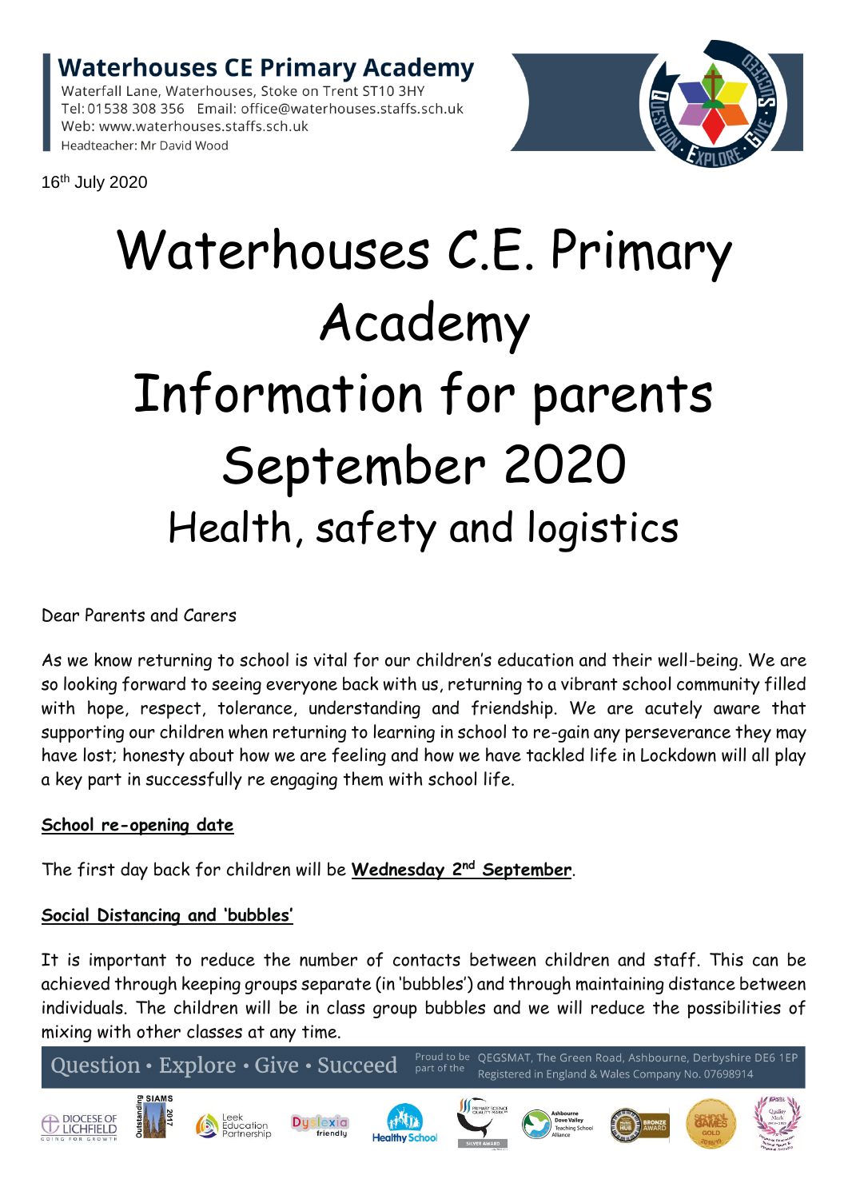**Waterhouses CE Primary Academy**
Waterfall Lane, Waterhouses, Stoke on Trent ST10 3HY
Tel: 01538 308 356 Email: office@waterhouses.staffs.sch.uk
Web: www.waterhouses.staffs.sch.uk
Headteacher: Mr David Wood

16th July 2020

# Waterhouses C.E. Primary Academy
# Information for parents September 2020
## Health, safety and logistics

Dear Parents and Carers

As we know returning to school is vital for our children's education and their well-being. We are so looking forward to seeing everyone back with us, returning to a vibrant school community filled with hope, respect, tolerance, understanding and friendship. We are acutely aware that supporting our children when returning to learning in school to re-gain any perseverance they may have lost; honesty about how we are feeling and how we have tackled life in Lockdown will all play a key part in successfully re engaging them with school life.

**School re-opening date**

The first day back for children will be **Wednesday 2nd September**.

**Social Distancing and 'bubbles'**

It is important to reduce the number of contacts between children and staff. This can be achieved through keeping groups separate (in 'bubbles') and through maintaining distance between individuals. The children will be in class group bubbles and we will reduce the possibilities of mixing with other classes at any time.

Question • Explore • Give • Succeed

Proud to be part of the QEGSMAT, The Green Road, Ashbourne, Derbyshire DE6 1EP
Registered in England & Wales Company No. 07698914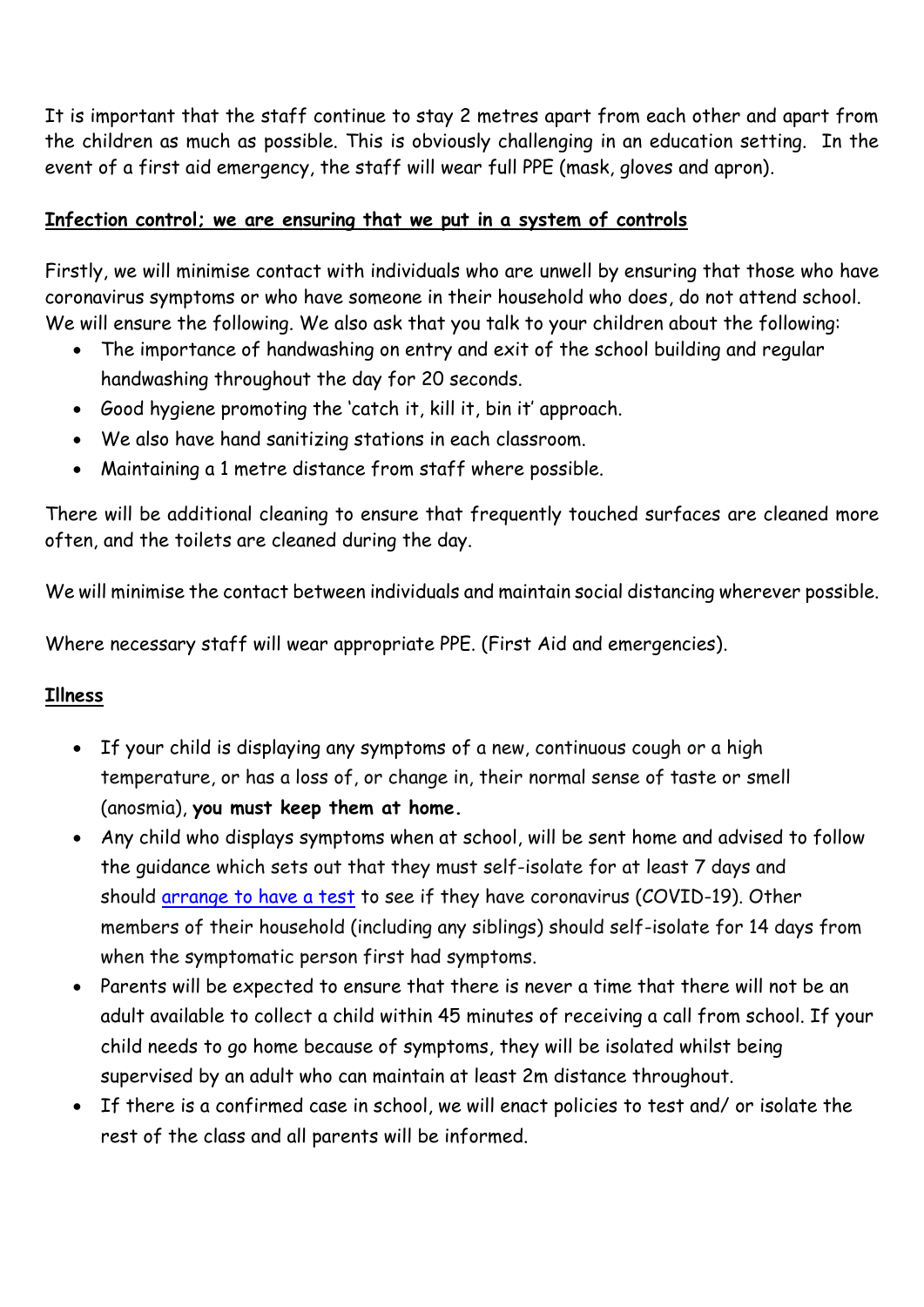It is important that the staff continue to stay 2 metres apart from each other and apart from the children as much as possible. This is obviously challenging in an education setting. In the event of a first aid emergency, the staff will wear full PPE (mask, gloves and apron).

**Infection control; we are ensuring that we put in a system of controls**

Firstly, we will minimise contact with individuals who are unwell by ensuring that those who have coronavirus symptoms or who have someone in their household who does, do not attend school. We will ensure the following. We also ask that you talk to your children about the following:

- The importance of handwashing on entry and exit of the school building and regular handwashing throughout the day for 20 seconds.
- Good hygiene promoting the 'catch it, kill it, bin it' approach.
- We also have hand sanitizing stations in each classroom.
- Maintaining a 1 metre distance from staff where possible.

There will be additional cleaning to ensure that frequently touched surfaces are cleaned more often, and the toilets are cleaned during the day.

We will minimise the contact between individuals and maintain social distancing wherever possible.

Where necessary staff will wear appropriate PPE. (First Aid and emergencies).

**Illness**

- If your child is displaying any symptoms of a new, continuous cough or a high temperature, or has a loss of, or change in, their normal sense of taste or smell (anosmia), **you must keep them at home.**
- Any child who displays symptoms when at school, will be sent home and advised to follow the guidance which sets out that they must self-isolate for at least 7 days and should arrange to have a test to see if they have coronavirus (COVID-19). Other members of their household (including any siblings) should self-isolate for 14 days from when the symptomatic person first had symptoms.
- Parents will be expected to ensure that there is never a time that there will not be an adult available to collect a child within 45 minutes of receiving a call from school. If your child needs to go home because of symptoms, they will be isolated whilst being supervised by an adult who can maintain at least 2m distance throughout.
- If there is a confirmed case in school, we will enact policies to test and/ or isolate the rest of the class and all parents will be informed.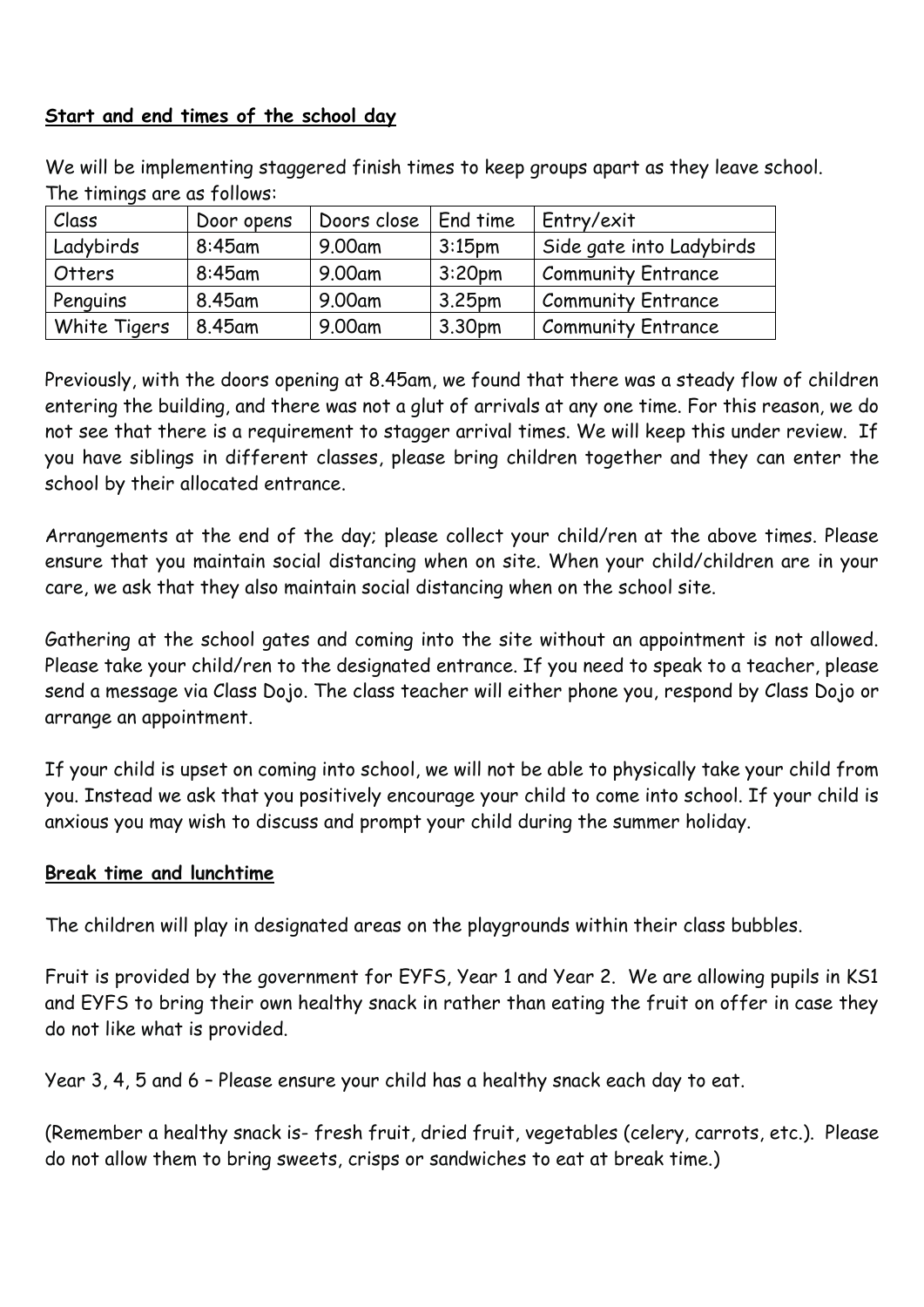## Start and end times of the school day

We will be implementing staggered finish times to keep groups apart as they leave school. The timings are as follows:

| Class | Door opens | Doors close | End time | Entry/exit |
|---|---|---|---|---|
| Ladybirds | 8:45am | 9.00am | 3:15pm | Side gate into Ladybirds |
| Otters | 8:45am | 9.00am | 3:20pm | Community Entrance |
| Penguins | 8.45am | 9.00am | 3.25pm | Community Entrance |
| White Tigers | 8.45am | 9.00am | 3.30pm | Community Entrance |

Previously, with the doors opening at 8.45am, we found that there was a steady flow of children entering the building, and there was not a glut of arrivals at any one time. For this reason, we do not see that there is a requirement to stagger arrival times. We will keep this under review. If you have siblings in different classes, please bring children together and they can enter the school by their allocated entrance.

Arrangements at the end of the day; please collect your child/ren at the above times. Please ensure that you maintain social distancing when on site. When your child/children are in your care, we ask that they also maintain social distancing when on the school site.

Gathering at the school gates and coming into the site without an appointment is not allowed. Please take your child/ren to the designated entrance. If you need to speak to a teacher, please send a message via Class Dojo. The class teacher will either phone you, respond by Class Dojo or arrange an appointment.

If your child is upset on coming into school, we will not be able to physically take your child from you. Instead we ask that you positively encourage your child to come into school. If your child is anxious you may wish to discuss and prompt your child during the summer holiday.

## Break time and lunchtime

The children will play in designated areas on the playgrounds within their class bubbles.

Fruit is provided by the government for EYFS, Year 1 and Year 2. We are allowing pupils in KS1 and EYFS to bring their own healthy snack in rather than eating the fruit on offer in case they do not like what is provided.

Year 3, 4, 5 and 6 – Please ensure your child has a healthy snack each day to eat.

(Remember a healthy snack is- fresh fruit, dried fruit, vegetables (celery, carrots, etc.). Please do not allow them to bring sweets, crisps or sandwiches to eat at break time.)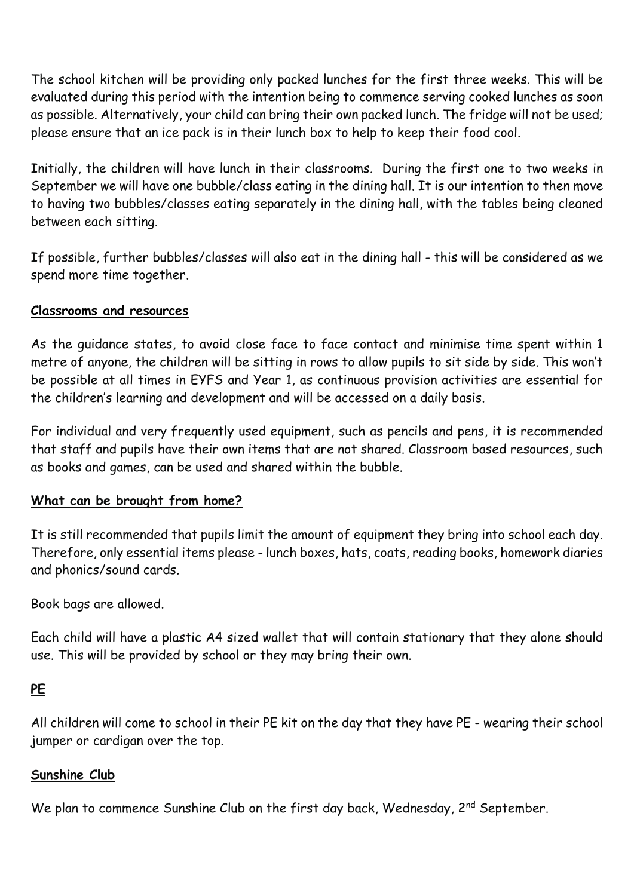The school kitchen will be providing only packed lunches for the first three weeks. This will be evaluated during this period with the intention being to commence serving cooked lunches as soon as possible. Alternatively, your child can bring their own packed lunch. The fridge will not be used; please ensure that an ice pack is in their lunch box to help to keep their food cool.

Initially, the children will have lunch in their classrooms. During the first one to two weeks in September we will have one bubble/class eating in the dining hall. It is our intention to then move to having two bubbles/classes eating separately in the dining hall, with the tables being cleaned between each sitting.

If possible, further bubbles/classes will also eat in the dining hall - this will be considered as we spend more time together.

**Classrooms and resources**

As the guidance states, to avoid close face to face contact and minimise time spent within 1 metre of anyone, the children will be sitting in rows to allow pupils to sit side by side. This won't be possible at all times in EYFS and Year 1, as continuous provision activities are essential for the children's learning and development and will be accessed on a daily basis.

For individual and very frequently used equipment, such as pencils and pens, it is recommended that staff and pupils have their own items that are not shared. Classroom based resources, such as books and games, can be used and shared within the bubble.

**What can be brought from home?**

It is still recommended that pupils limit the amount of equipment they bring into school each day. Therefore, only essential items please - lunch boxes, hats, coats, reading books, homework diaries and phonics/sound cards.

Book bags are allowed.

Each child will have a plastic A4 sized wallet that will contain stationary that they alone should use. This will be provided by school or they may bring their own.

**PE**

All children will come to school in their PE kit on the day that they have PE - wearing their school jumper or cardigan over the top.

**Sunshine Club**

We plan to commence Sunshine Club on the first day back, Wednesday, 2nd September.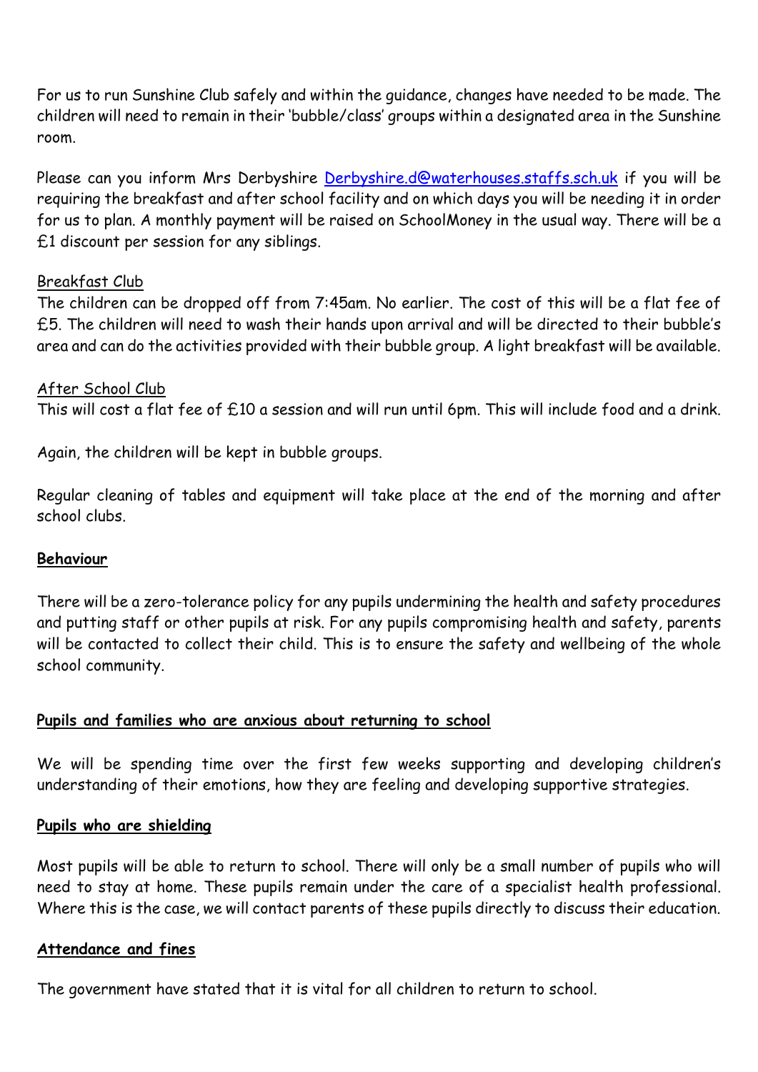For us to run Sunshine Club safely and within the guidance, changes have needed to be made. The children will need to remain in their 'bubble/class' groups within a designated area in the Sunshine room.

Please can you inform Mrs Derbyshire [Derbyshire.d@waterhouses.staffs.sch.uk](mailto:Derbyshire.d@waterhouses.staffs.sch.uk) if you will be requiring the breakfast and after school facility and on which days you will be needing it in order for us to plan. A monthly payment will be raised on SchoolMoney in the usual way. There will be a £1 discount per session for any siblings.

Breakfast Club

The children can be dropped off from 7:45am. No earlier. The cost of this will be a flat fee of £5. The children will need to wash their hands upon arrival and will be directed to their bubble's area and can do the activities provided with their bubble group. A light breakfast will be available.

After School Club

This will cost a flat fee of £10 a session and will run until 6pm. This will include food and a drink.

Again, the children will be kept in bubble groups.

Regular cleaning of tables and equipment will take place at the end of the morning and after school clubs.

## Behaviour

There will be a zero-tolerance policy for any pupils undermining the health and safety procedures and putting staff or other pupils at risk. For any pupils compromising health and safety, parents will be contacted to collect their child. This is to ensure the safety and wellbeing of the whole school community.

## Pupils and families who are anxious about returning to school

We will be spending time over the first few weeks supporting and developing children's understanding of their emotions, how they are feeling and developing supportive strategies.

## Pupils who are shielding

Most pupils will be able to return to school. There will only be a small number of pupils who will need to stay at home. These pupils remain under the care of a specialist health professional. Where this is the case, we will contact parents of these pupils directly to discuss their education.

## Attendance and fines

The government have stated that it is vital for all children to return to school.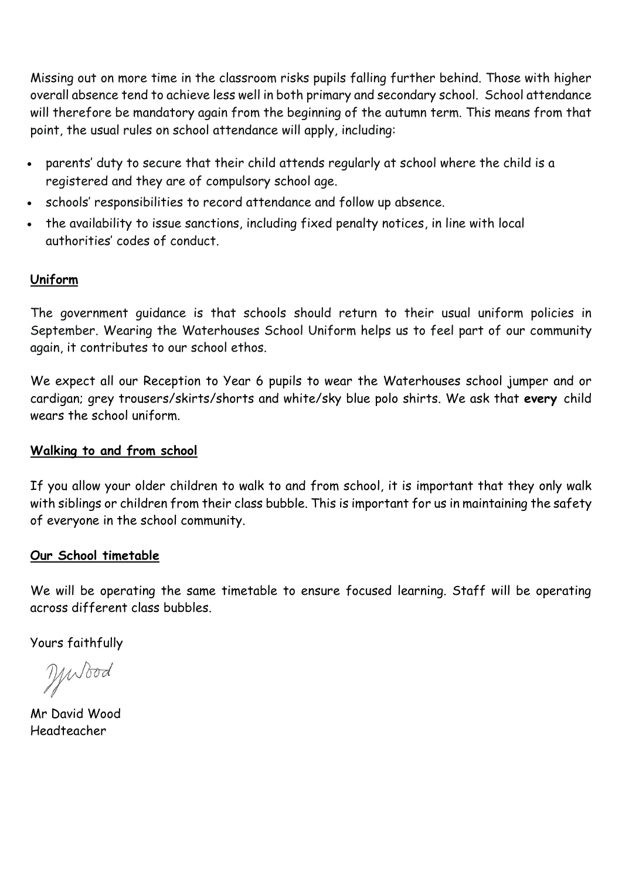Missing out on more time in the classroom risks pupils falling further behind. Those with higher overall absence tend to achieve less well in both primary and secondary school. School attendance will therefore be mandatory again from the beginning of the autumn term. This means from that point, the usual rules on school attendance will apply, including:

- parents' duty to secure that their child attends regularly at school where the child is a registered and they are of compulsory school age.
- schools' responsibilities to record attendance and follow up absence.
- the availability to issue sanctions, including fixed penalty notices, in line with local authorities' codes of conduct.

## Uniform

The government guidance is that schools should return to their usual uniform policies in September. Wearing the Waterhouses School Uniform helps us to feel part of our community again, it contributes to our school ethos.

We expect all our Reception to Year 6 pupils to wear the Waterhouses school jumper and or cardigan; grey trousers/skirts/shorts and white/sky blue polo shirts. We ask that **every** child wears the school uniform.

## Walking to and from school

If you allow your older children to walk to and from school, it is important that they only walk with siblings or children from their class bubble. This is important for us in maintaining the safety of everyone in the school community.

## Our School timetable

We will be operating the same timetable to ensure focused learning. Staff will be operating across different class bubbles.

Yours faithfully

Mr David Wood
Headteacher